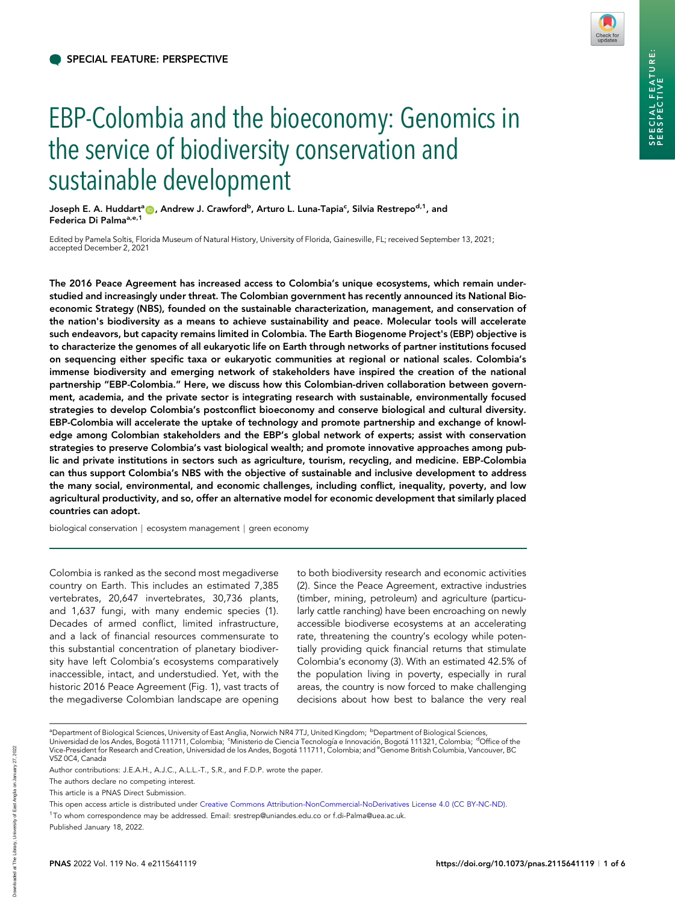SPECIAL FEATURE: PERSPECTIVE

# EBP-Colombia and the bioeconomy: Genomics in the service of biodiversity conservation and sustainable development

Joseph E. A. Huddart[a], Andrew J. Crawford[b], Arturo L. Luna-Tapia[c], Silvia Restrepo[d,1], and Federica Di Palma[a,e,1]

Edited by Pamela Soltis, Florida Museum of Natural History, University of Florida, Gainesville, FL; received September 13, 2021; accepted December 2, 2021

**The 2016 Peace Agreement has increased access to Colombia's unique ecosystems, which remain understudied and increasingly under threat. The Colombian government has recently announced its National Bioeconomic Strategy (NBS), founded on the sustainable characterization, management, and conservation of the nation's biodiversity as a means to achieve sustainability and peace. Molecular tools will accelerate such endeavors, but capacity remains limited in Colombia. The Earth Biogenome Project's (EBP) objective is to characterize the genomes of all eukaryotic life on Earth through networks of partner institutions focused on sequencing either specific taxa or eukaryotic communities at regional or national scales. Colombia's immense biodiversity and emerging network of stakeholders have inspired the creation of the national partnership "EBP-Colombia." Here, we discuss how this Colombian-driven collaboration between government, academia, and the private sector is integrating research with sustainable, environmentally focused strategies to develop Colombia's postconflict bioeconomy and conserve biological and cultural diversity. EBP-Colombia will accelerate the uptake of technology and promote partnership and exchange of knowledge among Colombian stakeholders and the EBP's global network of experts; assist with conservation strategies to preserve Colombia's vast biological wealth; and promote innovative approaches among public and private institutions in sectors such as agriculture, tourism, recycling, and medicine. EBP-Colombia can thus support Colombia's NBS with the objective of sustainable and inclusive development to address the many social, environmental, and economic challenges, including conflict, inequality, poverty, and low agricultural productivity, and so, offer an alternative model for economic development that similarly placed countries can adopt.**

biological conservation | ecosystem management | green economy

Colombia is ranked as the second most megadiverse country on Earth. This includes an estimated 7,385 vertebrates, 20,647 invertebrates, 30,736 plants, and 1,637 fungi, with many endemic species (1). Decades of armed conflict, limited infrastructure, and a lack of financial resources commensurate to this substantial concentration of planetary biodiversity have left Colombia's ecosystems comparatively inaccessible, intact, and understudied. Yet, with the historic 2016 Peace Agreement (Fig. 1), vast tracts of the megadiverse Colombian landscape are opening to both biodiversity research and economic activities (2). Since the Peace Agreement, extractive industries (timber, mining, petroleum) and agriculture (particularly cattle ranching) have been encroaching on newly accessible biodiverse ecosystems at an accelerating rate, threatening the country's ecology while potentially providing quick financial returns that stimulate Colombia's economy (3). With an estimated 42.5% of the population living in poverty, especially in rural areas, the country is now forced to make challenging decisions about how best to balance the very real

[a]Department of Biological Sciences, University of East Anglia, Norwich NR4 7TJ, United Kingdom; [b]Department of Biological Sciences, Universidad de los Andes, Bogotá 111711, Colombia; [c]Ministerio de Ciencia Tecnología e Innovación, Bogotá 111321, Colombia; [d]Office of the Vice-President for Research and Creation, Universidad de los Andes, Bogotá 111711, Colombia; and [e]Genome British Columbia, Vancouver, BC V5Z 0C4, Canada

Author contributions: J.E.A.H., A.J.C., A.L.L.-T., S.R., and F.D.P. wrote the paper.

The authors declare no competing interest.

This article is a PNAS Direct Submission.

This open access article is distributed under Creative Commons Attribution-NonCommercial-NoDerivatives License 4.0 (CC BY-NC-ND).

[1]To whom correspondence may be addressed. Email: srestrepo@uniandes.edu.co or f.di-Palma@uea.ac.uk.

Published January 18, 2022.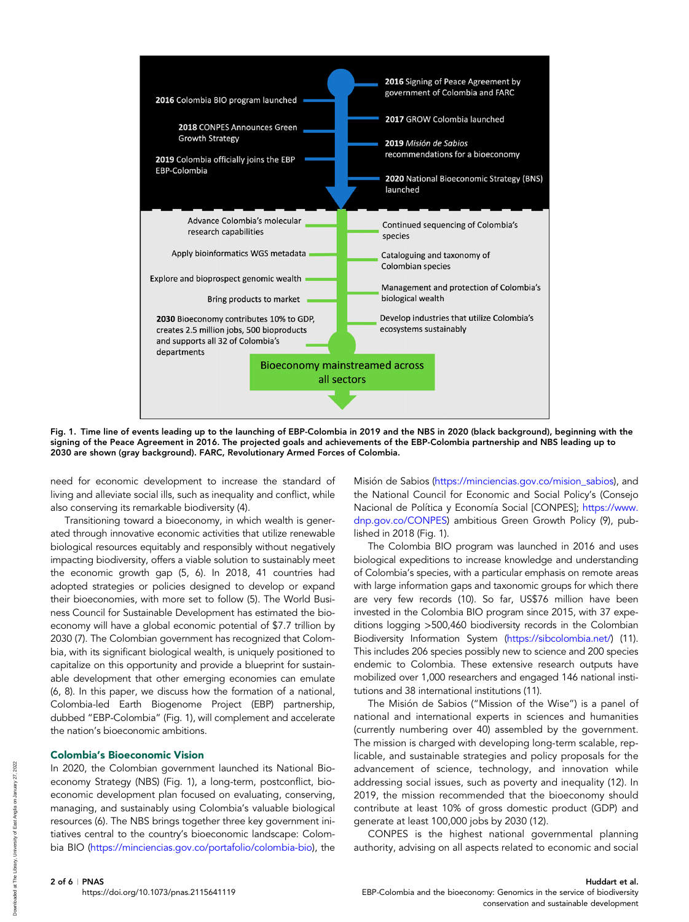**Fig. 1. Time line of events leading up to the launching of EBP-Colombia in 2019 and the NBS in 2020 (black background), beginning with the signing of the Peace Agreement in 2016. The projected goals and achievements of the EBP-Colombia partnership and NBS leading up to 2030 are shown (gray background). FARC, Revolutionary Armed Forces of Colombia.**

need for economic development to increase the standard of living and alleviate social ills, such as inequality and conflict, while also conserving its remarkable biodiversity (4).

Transitioning toward a bioeconomy, in which wealth is generated through innovative economic activities that utilize renewable biological resources equitably and responsibly without negatively impacting biodiversity, offers a viable solution to sustainably meet the economic growth gap (5, 6). In 2018, 41 countries had adopted strategies or policies designed to develop or expand their bioeconomies, with more set to follow (5). The World Business Council for Sustainable Development has estimated the bioeconomy will have a global economic potential of $7.7 trillion by 2030 (7). The Colombian government has recognized that Colombia, with its significant biological wealth, is uniquely positioned to capitalize on this opportunity and provide a blueprint for sustainable development that other emerging economies can emulate (6, 8). In this paper, we discuss how the formation of a national, Colombia-led Earth Biogenome Project (EBP) partnership, dubbed "EBP-Colombia" (Fig. 1), will complement and accelerate the nation's bioeconomic ambitions.

## Colombia's Bioeconomic Vision

In 2020, the Colombian government launched its National Bioeconomy Strategy (NBS) (Fig. 1), a long-term, postconflict, bioeconomic development plan focused on evaluating, conserving, managing, and sustainably using Colombia's valuable biological resources (6). The NBS brings together three key government initiatives central to the country's bioeconomic landscape: Colombia BIO (https://minciencias.gov.co/portafolio/colombia-bio), the Misión de Sabios (https://minciencias.gov.co/mision_sabios), and the National Council for Economic and Social Policy's (Consejo Nacional de Política y Economía Social [CONPES]; https://www.dnp.gov.co/CONPES) ambitious Green Growth Policy (9), published in 2018 (Fig. 1).

The Colombia BIO program was launched in 2016 and uses biological expeditions to increase knowledge and understanding of Colombia's species, with a particular emphasis on remote areas with large information gaps and taxonomic groups for which there are very few records (10). So far, US$76 million have been invested in the Colombia BIO program since 2015, with 37 expeditions logging >500,460 biodiversity records in the Colombian Biodiversity Information System (https://sibcolombia.net/) (11). This includes 206 species possibly new to science and 200 species endemic to Colombia. These extensive research outputs have mobilized over 1,000 researchers and engaged 146 national institutions and 38 international institutions (11).

The Misión de Sabios ("Mission of the Wise") is a panel of national and international experts in sciences and humanities (currently numbering over 40) assembled by the government. The mission is charged with developing long-term scalable, replicable, and sustainable strategies and policy proposals for the advancement of science, technology, and innovation while addressing social issues, such as poverty and inequality (12). In 2019, the mission recommended that the bioeconomy should contribute at least 10% of gross domestic product (GDP) and generate at least 100,000 jobs by 2030 (12).

CONPES is the highest national governmental planning authority, advising on all aspects related to economic and social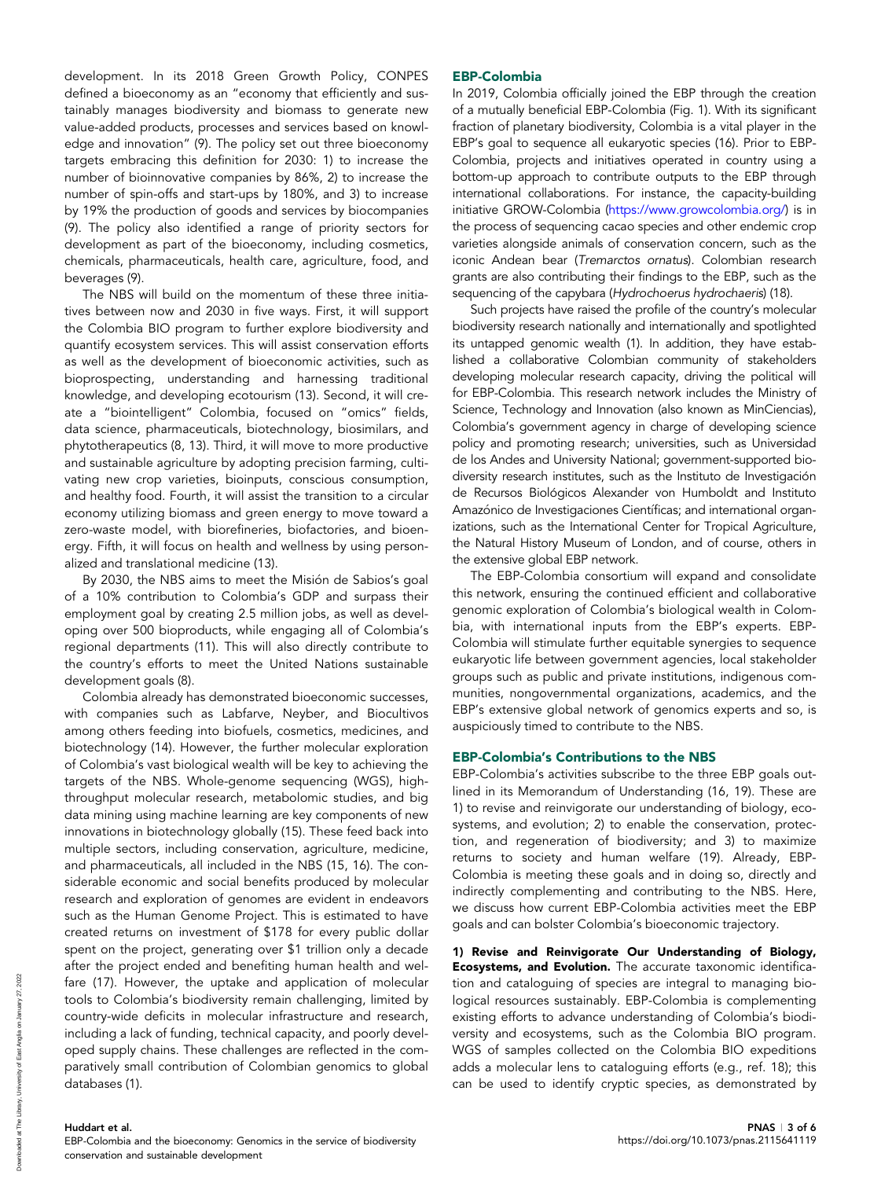development. In its 2018 Green Growth Policy, CONPES defined a bioeconomy as an "economy that efficiently and sustainably manages biodiversity and biomass to generate new value-added products, processes and services based on knowledge and innovation" (9). The policy set out three bioeconomy targets embracing this definition for 2030: 1) to increase the number of bioinnovative companies by 86%, 2) to increase the number of spin-offs and start-ups by 180%, and 3) to increase by 19% the production of goods and services by biocompanies (9). The policy also identified a range of priority sectors for development as part of the bioeconomy, including cosmetics, chemicals, pharmaceuticals, health care, agriculture, food, and beverages (9).

The NBS will build on the momentum of these three initiatives between now and 2030 in five ways. First, it will support the Colombia BIO program to further explore biodiversity and quantify ecosystem services. This will assist conservation efforts as well as the development of bioeconomic activities, such as bioprospecting, understanding and harnessing traditional knowledge, and developing ecotourism (13). Second, it will create a "biointelligent" Colombia, focused on "omics" fields, data science, pharmaceuticals, biotechnology, biosimilars, and phytotherapeutics (8, 13). Third, it will move to more productive and sustainable agriculture by adopting precision farming, cultivating new crop varieties, bioinputs, conscious consumption, and healthy food. Fourth, it will assist the transition to a circular economy utilizing biomass and green energy to move toward a zero-waste model, with biorefineries, biofactories, and bioenergy. Fifth, it will focus on health and wellness by using personalized and translational medicine (13).

By 2030, the NBS aims to meet the Misión de Sabios's goal of a 10% contribution to Colombia's GDP and surpass their employment goal by creating 2.5 million jobs, as well as developing over 500 bioproducts, while engaging all of Colombia's regional departments (11). This will also directly contribute to the country's efforts to meet the United Nations sustainable development goals (8).

Colombia already has demonstrated bioeconomic successes, with companies such as Labfarve, Neyber, and Biocultivos among others feeding into biofuels, cosmetics, medicines, and biotechnology (14). However, the further molecular exploration of Colombia's vast biological wealth will be key to achieving the targets of the NBS. Whole-genome sequencing (WGS), high-throughput molecular research, metabolomic studies, and big data mining using machine learning are key components of new innovations in biotechnology globally (15). These feed back into multiple sectors, including conservation, agriculture, medicine, and pharmaceuticals, all included in the NBS (15, 16). The considerable economic and social benefits produced by molecular research and exploration of genomes are evident in endeavors such as the Human Genome Project. This is estimated to have created returns on investment of $178 for every public dollar spent on the project, generating over $1 trillion only a decade after the project ended and benefiting human health and welfare (17). However, the uptake and application of molecular tools to Colombia's biodiversity remain challenging, limited by country-wide deficits in molecular infrastructure and research, including a lack of funding, technical capacity, and poorly developed supply chains. These challenges are reflected in the comparatively small contribution of Colombian genomics to global databases (1).

## EBP-Colombia

In 2019, Colombia officially joined the EBP through the creation of a mutually beneficial EBP-Colombia (Fig. 1). With its significant fraction of planetary biodiversity, Colombia is a vital player in the EBP's goal to sequence all eukaryotic species (16). Prior to EBP-Colombia, projects and initiatives operated in country using a bottom-up approach to contribute outputs to the EBP through international collaborations. For instance, the capacity-building initiative GROW-Colombia (https://www.growcolombia.org/) is in the process of sequencing cacao species and other endemic crop varieties alongside animals of conservation concern, such as the iconic Andean bear (*Tremarctos ornatus*). Colombian research grants are also contributing their findings to the EBP, such as the sequencing of the capybara (*Hydrochoerus hydrochaeris*) (18).

Such projects have raised the profile of the country's molecular biodiversity research nationally and internationally and spotlighted its untapped genomic wealth (1). In addition, they have established a collaborative Colombian community of stakeholders developing molecular research capacity, driving the political will for EBP-Colombia. This research network includes the Ministry of Science, Technology and Innovation (also known as MinCiencias), Colombia's government agency in charge of developing science policy and promoting research; universities, such as Universidad de los Andes and University National; government-supported biodiversity research institutes, such as the Instituto de Investigación de Recursos Biológicos Alexander von Humboldt and Instituto Amazónico de Investigaciones Científicas; and international organizations, such as the International Center for Tropical Agriculture, the Natural History Museum of London, and of course, others in the extensive global EBP network.

The EBP-Colombia consortium will expand and consolidate this network, ensuring the continued efficient and collaborative genomic exploration of Colombia's biological wealth in Colombia, with international inputs from the EBP's experts. EBP-Colombia will stimulate further equitable synergies to sequence eukaryotic life between government agencies, local stakeholder groups such as public and private institutions, indigenous communities, nongovernmental organizations, academics, and the EBP's extensive global network of genomics experts and so, is auspiciously timed to contribute to the NBS.

## EBP-Colombia's Contributions to the NBS

EBP-Colombia's activities subscribe to the three EBP goals outlined in its Memorandum of Understanding (16, 19). These are 1) to revise and reinvigorate our understanding of biology, ecosystems, and evolution; 2) to enable the conservation, protection, and regeneration of biodiversity; and 3) to maximize returns to society and human welfare (19). Already, EBP-Colombia is meeting these goals and in doing so, directly and indirectly complementing and contributing to the NBS. Here, we discuss how current EBP-Colombia activities meet the EBP goals and can bolster Colombia's bioeconomic trajectory.

**1) Revise and Reinvigorate Our Understanding of Biology, Ecosystems, and Evolution.** The accurate taxonomic identification and cataloguing of species are integral to managing biological resources sustainably. EBP-Colombia is complementing existing efforts to advance understanding of Colombia's biodiversity and ecosystems, such as the Colombia BIO program. WGS of samples collected on the Colombia BIO expeditions adds a molecular lens to cataloguing efforts (e.g., ref. 18); this can be used to identify cryptic species, as demonstrated by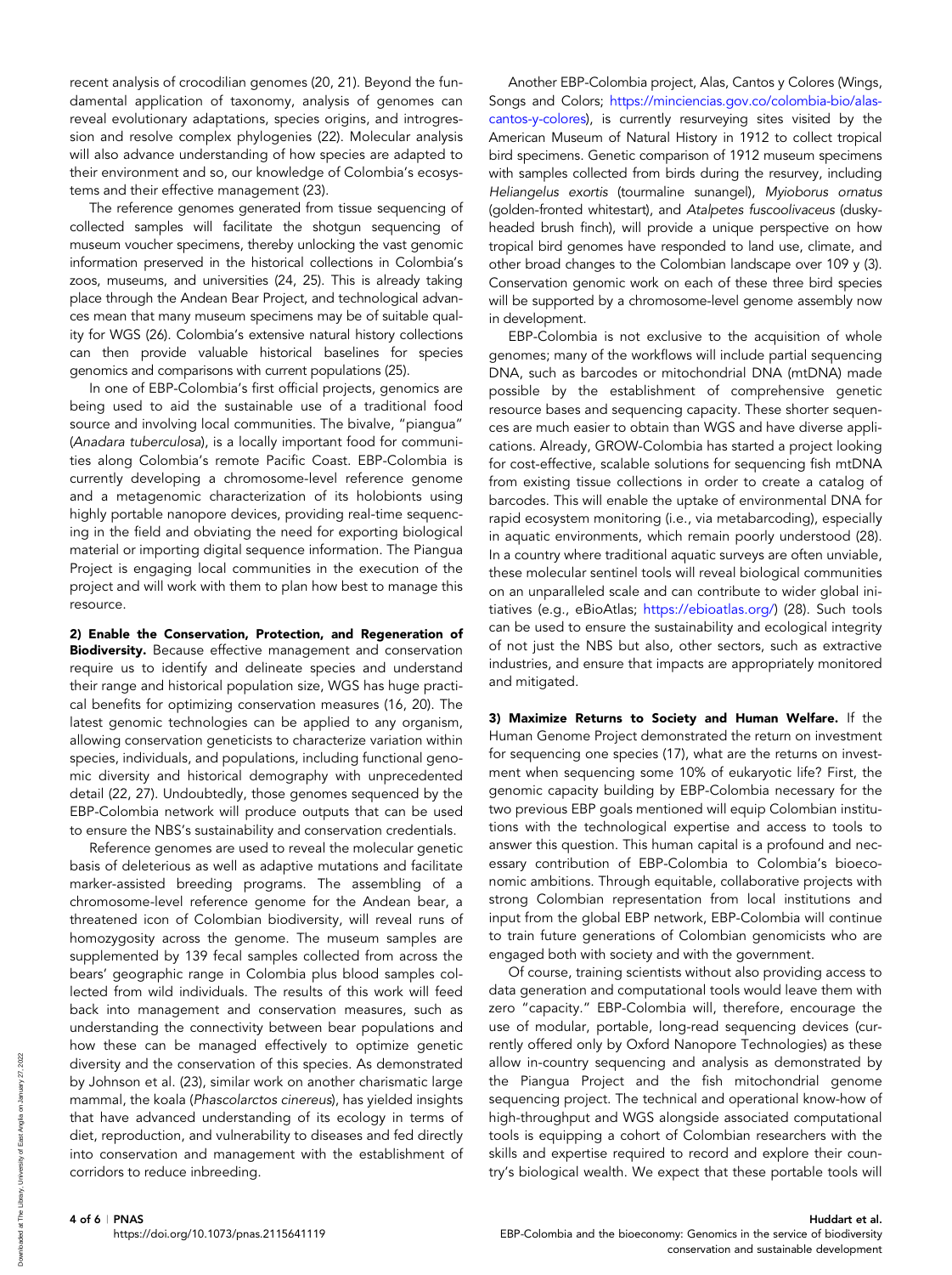recent analysis of crocodilian genomes (20, 21). Beyond the fundamental application of taxonomy, analysis of genomes can reveal evolutionary adaptations, species origins, and introgression and resolve complex phylogenies (22). Molecular analysis will also advance understanding of how species are adapted to their environment and so, our knowledge of Colombia's ecosystems and their effective management (23).

The reference genomes generated from tissue sequencing of collected samples will facilitate the shotgun sequencing of museum voucher specimens, thereby unlocking the vast genomic information preserved in the historical collections in Colombia's zoos, museums, and universities (24, 25). This is already taking place through the Andean Bear Project, and technological advances mean that many museum specimens may be of suitable quality for WGS (26). Colombia's extensive natural history collections can then provide valuable historical baselines for species genomics and comparisons with current populations (25).

In one of EBP-Colombia's first official projects, genomics are being used to aid the sustainable use of a traditional food source and involving local communities. The bivalve, "piangua" (*Anadara tuberculosa*), is a locally important food for communities along Colombia's remote Pacific Coast. EBP-Colombia is currently developing a chromosome-level reference genome and a metagenomic characterization of its holobionts using highly portable nanopore devices, providing real-time sequencing in the field and obviating the need for exporting biological material or importing digital sequence information. The Piangua Project is engaging local communities in the execution of the project and will work with them to plan how best to manage this resource.

**2) Enable the Conservation, Protection, and Regeneration of Biodiversity.** Because effective management and conservation require us to identify and delineate species and understand their range and historical population size, WGS has huge practical benefits for optimizing conservation measures (16, 20). The latest genomic technologies can be applied to any organism, allowing conservation geneticists to characterize variation within species, individuals, and populations, including functional genomic diversity and historical demography with unprecedented detail (22, 27). Undoubtedly, those genomes sequenced by the EBP-Colombia network will produce outputs that can be used to ensure the NBS's sustainability and conservation credentials.

Reference genomes are used to reveal the molecular genetic basis of deleterious as well as adaptive mutations and facilitate marker-assisted breeding programs. The assembling of a chromosome-level reference genome for the Andean bear, a threatened icon of Colombian biodiversity, will reveal runs of homozygosity across the genome. The museum samples are supplemented by 139 fecal samples collected from across the bears' geographic range in Colombia plus blood samples collected from wild individuals. The results of this work will feed back into management and conservation measures, such as understanding the connectivity between bear populations and how these can be managed effectively to optimize genetic diversity and the conservation of this species. As demonstrated by Johnson et al. (23), similar work on another charismatic large mammal, the koala (*Phascolarctos cinereus*), has yielded insights that have advanced understanding of its ecology in terms of diet, reproduction, and vulnerability to diseases and fed directly into conservation and management with the establishment of corridors to reduce inbreeding.

Another EBP-Colombia project, Alas, Cantos y Colores (Wings, Songs and Colors; https://minciencias.gov.co/colombia-bio/alas-cantos-y-colores), is currently resurveying sites visited by the American Museum of Natural History in 1912 to collect tropical bird specimens. Genetic comparison of 1912 museum specimens with samples collected from birds during the resurvey, including *Heliangelus exortis* (tourmaline sunangel), *Myioborus ornatus* (golden-fronted whitestart), and *Atlapetes fuscoolivaceus* (dusky-headed brush finch), will provide a unique perspective on how tropical bird genomes have responded to land use, climate, and other broad changes to the Colombian landscape over 109 y (3). Conservation genomic work on each of these three bird species will be supported by a chromosome-level genome assembly now in development.

EBP-Colombia is not exclusive to the acquisition of whole genomes; many of the workflows will include partial sequencing DNA, such as barcodes or mitochondrial DNA (mtDNA) made possible by the establishment of comprehensive genetic resource bases and sequencing capacity. These shorter sequences are much easier to obtain than WGS and have diverse applications. Already, GROW-Colombia has started a project looking for cost-effective, scalable solutions for sequencing fish mtDNA from existing tissue collections in order to create a catalog of barcodes. This will enable the uptake of environmental DNA for rapid ecosystem monitoring (i.e., via metabarcoding), especially in aquatic environments, which remain poorly understood (28). In a country where traditional aquatic surveys are often unviable, these molecular sentinel tools will reveal biological communities on an unparalleled scale and can contribute to wider global initiatives (e.g., eBioAtlas; https://ebioatlas.org/) (28). Such tools can be used to ensure the sustainability and ecological integrity of not just the NBS but also, other sectors, such as extractive industries, and ensure that impacts are appropriately monitored and mitigated.

**3) Maximize Returns to Society and Human Welfare.** If the Human Genome Project demonstrated the return on investment for sequencing one species (17), what are the returns on investment when sequencing some 10% of eukaryotic life? First, the genomic capacity building by EBP-Colombia necessary for the two previous EBP goals mentioned will equip Colombian institutions with the technological expertise and access to tools to answer this question. This human capital is a profound and necessary contribution of EBP-Colombia to Colombia's bioeconomic ambitions. Through equitable, collaborative projects with strong Colombian representation from local institutions and input from the global EBP network, EBP-Colombia will continue to train future generations of Colombian genomicists who are engaged both with society and with the government.

Of course, training scientists without also providing access to data generation and computational tools would leave them with zero "capacity." EBP-Colombia will, therefore, encourage the use of modular, portable, long-read sequencing devices (currently offered only by Oxford Nanopore Technologies) as these allow in-country sequencing and analysis as demonstrated by the Piangua Project and the fish mitochondrial genome sequencing project. The technical and operational know-how of high-throughput and WGS alongside associated computational tools is equipping a cohort of Colombian researchers with the skills and expertise required to record and explore their country's biological wealth. We expect that these portable tools will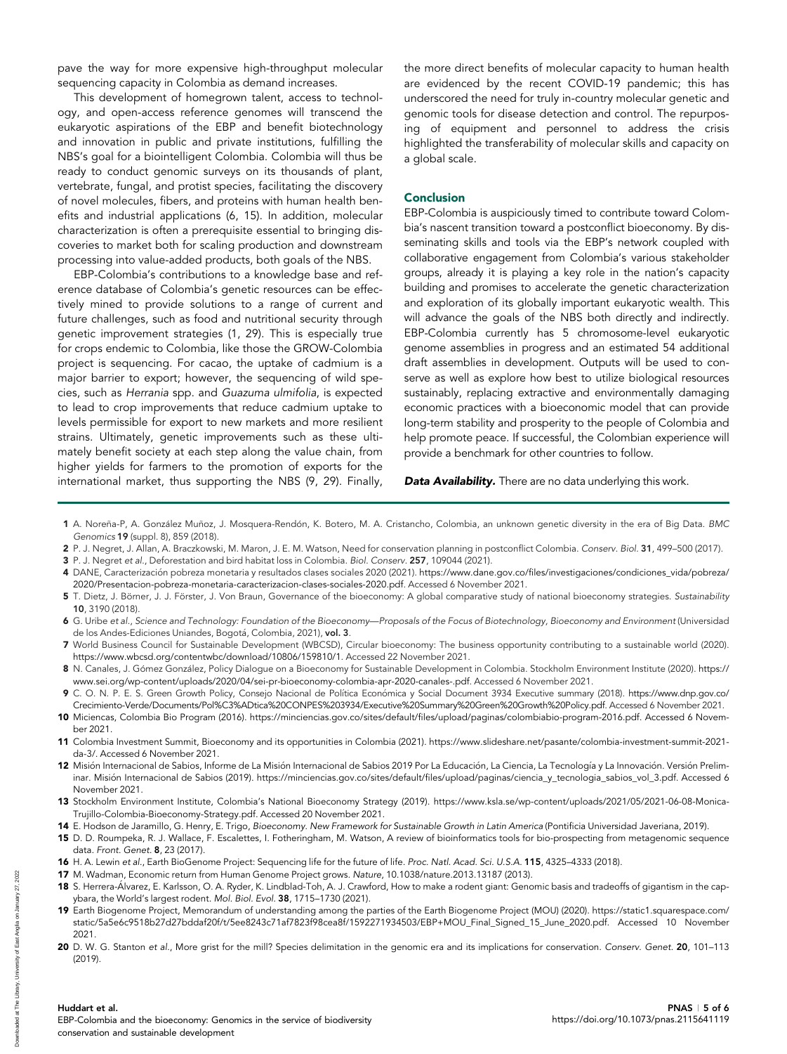pave the way for more expensive high-throughput molecular sequencing capacity in Colombia as demand increases.

This development of homegrown talent, access to technology, and open-access reference genomes will transcend the eukaryotic aspirations of the EBP and benefit biotechnology and innovation in public and private institutions, fulfilling the NBS's goal for a biointelligent Colombia. Colombia will thus be ready to conduct genomic surveys on its thousands of plant, vertebrate, fungal, and protist species, facilitating the discovery of novel molecules, fibers, and proteins with human health benefits and industrial applications (6, 15). In addition, molecular characterization is often a prerequisite essential to bringing discoveries to market both for scaling production and downstream processing into value-added products, both goals of the NBS.

EBP-Colombia's contributions to a knowledge base and reference database of Colombia's genetic resources can be effectively mined to provide solutions to a range of current and future challenges, such as food and nutritional security through genetic improvement strategies (1, 29). This is especially true for crops endemic to Colombia, like those the GROW-Colombia project is sequencing. For cacao, the uptake of cadmium is a major barrier to export; however, the sequencing of wild species, such as *Herrania* spp. and *Guazuma ulmifolia*, is expected to lead to crop improvements that reduce cadmium uptake to levels permissible for export to new markets and more resilient strains. Ultimately, genetic improvements such as these ultimately benefit society at each step along the value chain, from higher yields for farmers to the promotion of exports for the international market, thus supporting the NBS (9, 29). Finally, the more direct benefits of molecular capacity to human health are evidenced by the recent COVID-19 pandemic; this has underscored the need for truly in-country molecular genetic and genomic tools for disease detection and control. The repurposing of equipment and personnel to address the crisis highlighted the transferability of molecular skills and capacity on a global scale.

## Conclusion

EBP-Colombia is auspiciously timed to contribute toward Colombia's nascent transition toward a postconflict bioeconomy. By disseminating skills and tools via the EBP's network coupled with collaborative engagement from Colombia's various stakeholder groups, already it is playing a key role in the nation's capacity building and promises to accelerate the genetic characterization and exploration of its globally important eukaryotic wealth. This will advance the goals of the NBS both directly and indirectly. EBP-Colombia currently has 5 chromosome-level eukaryotic genome assemblies in progress and an estimated 54 additional draft assemblies in development. Outputs will be used to conserve as well as explore how best to utilize biological resources sustainably, replacing extractive and environmentally damaging economic practices with a bioeconomic model that can provide long-term stability and prosperity to the people of Colombia and help promote peace. If successful, the Colombian experience will provide a benchmark for other countries to follow.

***Data Availability.*** There are no data underlying this work.

1. A. Noreña-P, A. González Muñoz, J. Mosquera-Rendón, K. Botero, M. A. Cristancho, Colombia, an unknown genetic diversity in the era of Big Data. *BMC Genomics* **19** (suppl. 8), 859 (2018).
2. P. J. Negret, J. Allan, A. Braczkowski, M. Maron, J. E. M. Watson, Need for conservation planning in postconflict Colombia. *Conserv. Biol.* **31**, 499–500 (2017).
3. P. J. Negret *et al.*, Deforestation and bird habitat loss in Colombia. *Biol. Conserv.* **257**, 109044 (2021).
4. DANE, Caracterización pobreza monetaria y resultados clases sociales 2020 (2021). https://www.dane.gov.co/files/investigaciones/condiciones_vida/pobreza/2020/Presentacion-pobreza-monetaria-caracterizacion-clases-sociales-2020.pdf. Accessed 6 November 2021.
5. T. Dietz, J. Börner, J. J. Förster, J. Von Braun, Governance of the bioeconomy: A global comparative study of national bioeconomy strategies. *Sustainability* **10**, 3190 (2018).
6. G. Uribe *et al.*, *Science and Technology: Foundation of the Bioeconomy—Proposals of the Focus of Biotechnology, Bioeconomy and Environment* (Universidad de los Andes-Ediciones Uniandes, Bogotá, Colombia, 2021), **vol. 3**.
7. World Business Council for Sustainable Development (WBCSD), Circular bioeconomy: The business opportunity contributing to a sustainable world (2020). https://www.wbcsd.org/contentwbc/download/10806/159810/1. Accessed 22 November 2021.
8. N. Canales, J. Gómez González, Policy Dialogue on a Bioeconomy for Sustainable Development in Colombia. Stockholm Environment Institute (2020). https://www.sei.org/wp-content/uploads/2020/04/sei-pr-bioeconomy-colombia-apr-2020-canales-.pdf. Accessed 6 November 2021.
9. C. O. N. P. E. S. Green Growth Policy, Consejo Nacional de Política Económica y Social Document 3934 Executive summary (2018). https://www.dnp.gov.co/Crecimiento-Verde/Documents/Pol%C3%ADtica%20CONPES%203934/Executive%20Summary%20Green%20Growth%20Policy.pdf. Accessed 6 November 2021.
10. Miciencias, Colombia Bio Program (2016). https://minciencias.gov.co/sites/default/files/upload/paginas/colombiabio-program-2016.pdf. Accessed 6 November 2021.
11. Colombia Investment Summit, Bioeconomy and its opportunities in Colombia (2021). https://www.slideshare.net/pasante/colombia-investment-summit-2021-da-3/. Accessed 6 November 2021.
12. Misión Internacional de Sabios, Informe de La Misión Internacional de Sabios 2019 Por La Educación, La Ciencia, La Tecnología y La Innovación. Versión Preliminar. Misión Internacional de Sabios (2019). https://minciencias.gov.co/sites/default/files/upload/paginas/ciencia_y_tecnologia_sabios_vol_3.pdf. Accessed 6 November 2021.
13. Stockholm Environment Institute, Colombia's National Bioeconomy Strategy (2019). https://www.ksla.se/wp-content/uploads/2021/05/2021-06-08-Monica-Trujillo-Colombia-Bioeconomy-Strategy.pdf. Accessed 20 November 2021.
14. E. Hodson de Jaramillo, G. Henry, E. Trigo, *Bioeconomy. New Framework for Sustainable Growth in Latin America* (Pontificia Universidad Javeriana, 2019).
15. D. D. Roumpeka, R. J. Wallace, F. Escalettes, I. Fotheringham, M. Watson, A review of bioinformatics tools for bio-prospecting from metagenomic sequence data. *Front. Genet.* **8**, 23 (2017).
16. H. A. Lewin *et al.*, Earth BioGenome Project: Sequencing life for the future of life. *Proc. Natl. Acad. Sci. U.S.A.* **115**, 4325–4333 (2018).
17. M. Wadman, Economic return from Human Genome Project grows. *Nature*, 10.1038/nature.2013.13187 (2013).
18. S. Herrera-Álvarez, E. Karlsson, O. A. Ryder, K. Lindblad-Toh, A. J. Crawford, How to make a rodent giant: Genomic basis and tradeoffs of gigantism in the capybara, the World's largest rodent. *Mol. Biol. Evol.* **38**, 1715–1730 (2021).
19. Earth Biogenome Project, Memorandum of understanding among the parties of the Earth Biogenome Project (MOU) (2020). https://static1.squarespace.com/static/5a5e6c9518b27d27bddaf20f/t/5ee8243c71af7823f98cea8f/1592271934503/EBP+MOU_Final_Signed_15_June_2020.pdf. Accessed 10 November 2021.
20. D. W. G. Stanton *et al.*, More grist for the mill? Species delimitation in the genomic era and its implications for conservation. *Conserv. Genet.* **20**, 101–113 (2019).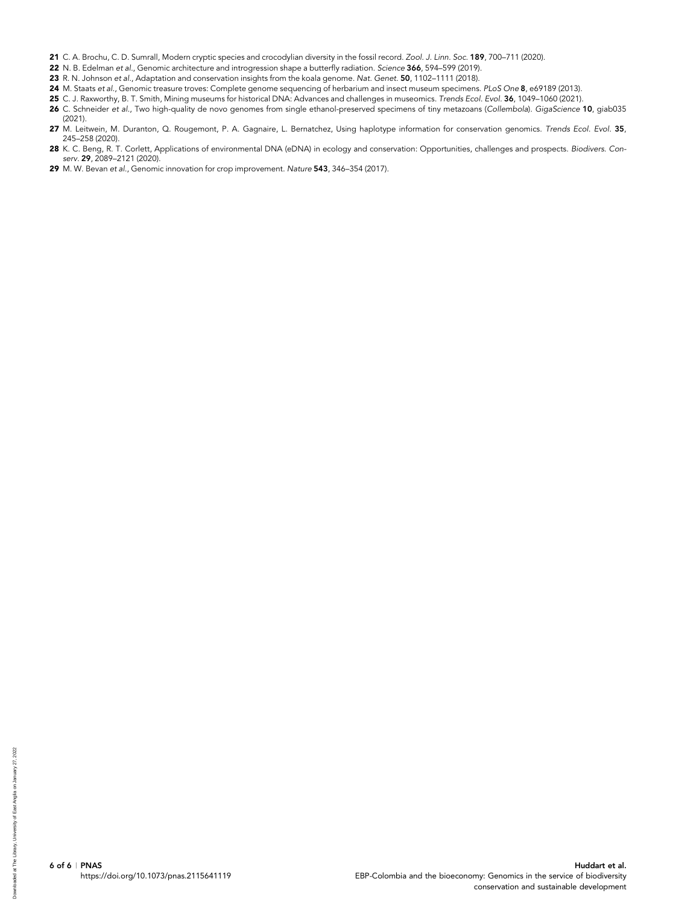21 C. A. Brochu, C. D. Sumrall, Modern cryptic species and crocodylian diversity in the fossil record. *Zool. J. Linn. Soc.* **189**, 700–711 (2020).

22 N. B. Edelman *et al*., Genomic architecture and introgression shape a butterfly radiation. *Science* **366**, 594–599 (2019).

23 R. N. Johnson *et al*., Adaptation and conservation insights from the koala genome. *Nat. Genet.* **50**, 1102–1111 (2018).

24 M. Staats *et al*., Genomic treasure troves: Complete genome sequencing of herbarium and insect museum specimens. *PLoS One* **8**, e69189 (2013).

25 C. J. Raxworthy, B. T. Smith, Mining museums for historical DNA: Advances and challenges in museomics. *Trends Ecol. Evol.* **36**, 1049–1060 (2021).

26 C. Schneider *et al*., Two high-quality de novo genomes from single ethanol-preserved specimens of tiny metazoans (*Collembola*). *GigaScience* **10**, giab035 (2021).

27 M. Leitwein, M. Duranton, Q. Rougemont, P. A. Gagnaire, L. Bernatchez, Using haplotype information for conservation genomics. *Trends Ecol. Evol.* **35**, 245–258 (2020).

28 K. C. Beng, R. T. Corlett, Applications of environmental DNA (eDNA) in ecology and conservation: Opportunities, challenges and prospects. *Biodivers. Conserv.* **29**, 2089–2121 (2020).

29 M. W. Bevan *et al*., Genomic innovation for crop improvement. *Nature* **543**, 346–354 (2017).